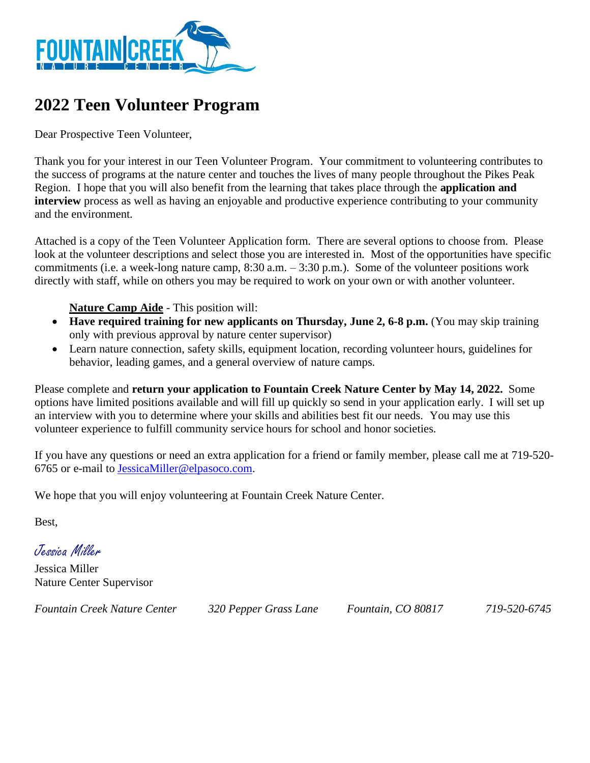# 2022 Teen Volunteer Program

Dear Prospective Teen Volunteer,

Thank you for your interest in our Teen Volunteer Program. Your commitment to volunteering contributes to the success of programs at the nature center and touches the lives of many people throughout the Pikes Peak Region. I hope that you will also benefit from the learning that takes place through the **application and interview** process as well as having an enjoyable and productive experience contributing to your community and the environment.

Attached is a copy of the Teen Volunteer Application form. There are several options to choose from. Please look at the volunteer descriptions and select those you are interested in. Most of the opportunities have specific commitments (i.e. a week-long nature camp, 8:30 a.m. – 3:30 p.m.). Some of the volunteer positions work directly with staff, while on others you may be required to work on your own or with another volunteer.

**Nature Camp Aide** - This position will:

- **Have required training for new applicants on Thursday, June 2, 6-8 p.m.** (You may skip training only with previous approval by nature center supervisor)
- Learn nature connection, safety skills, equipment location, recording volunteer hours, guidelines for behavior, leading games, and a general overview of nature camps.

Please complete and **return your application to Fountain Creek Nature Center by May 14, 2022.** Some options have limited positions available and will fill up quickly so send in your application early. I will set up an interview with you to determine where your skills and abilities best fit our needs. You may use this volunteer experience to fulfill community service hours for school and honor societies.

If you have any questions or need an extra application for a friend or family member, please call me at 719-520-6765 or e-mail to JessicaMiller@elpasoco.com.

We hope that you will enjoy volunteering at Fountain Creek Nature Center.

Best,

*Jessica Miller*

Jessica Miller
Nature Center Supervisor

*Fountain Creek Nature Center    320 Pepper Grass Lane    Fountain, CO 80817    719-520-6745*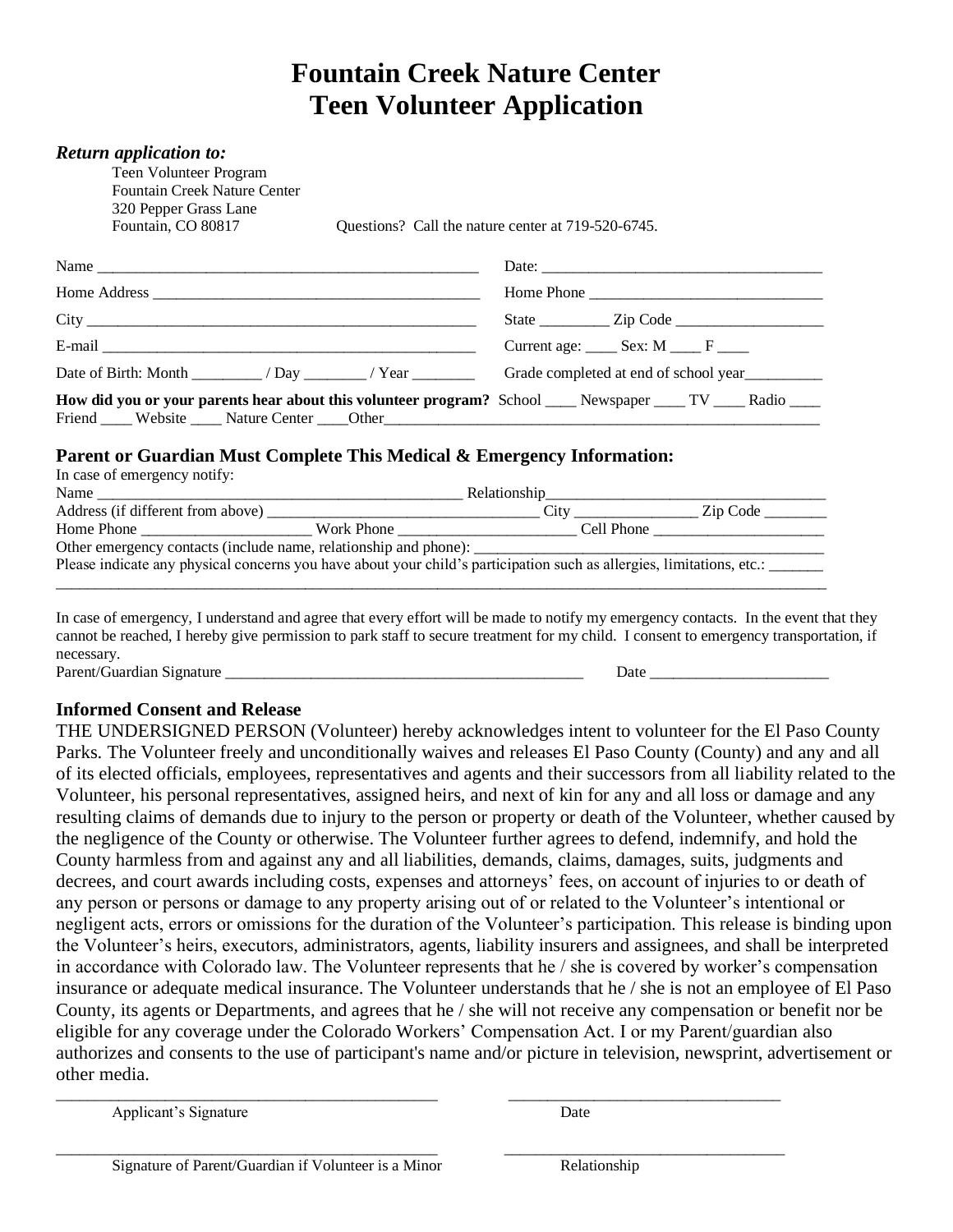# Fountain Creek Nature Center
# Teen Volunteer Application

***Return application to:***

Teen Volunteer Program
Fountain Creek Nature Center
320 Pepper Grass Lane
Fountain, CO 80817

Questions? Call the nature center at 719-520-6745.

Name ______________________________________________ Date: ___________________________________

Home Address ________________________________________ Home Phone ______________________________

City ________________________________________________ State ________ Zip Code ___________________

E-mail ______________________________________________ Current age: ____ Sex: M ____ F ____

Date of Birth: Month _________ / Day ________ / Year ________ Grade completed at end of school year__________

**How did you or your parents hear about this volunteer program?** School ____ Newspaper ____ TV ____ Radio ____ Friend ____ Website ____ Nature Center ____Other__________________________________________________________

### Parent or Guardian Must Complete This Medical & Emergency Information:

In case of emergency notify:

Name ______________________________________________ Relationship___________________________________

Address (if different from above) __________________________________ City ________________ Zip Code ________

Home Phone ______________________ Work Phone _______________________ Cell Phone ______________________

Other emergency contacts (include name, relationship and phone): ___________________________________________

Please indicate any physical concerns you have about your child's participation such as allergies, limitations, etc.: _______

_______________________________________________________________________________________________

In case of emergency, I understand and agree that every effort will be made to notify my emergency contacts. In the event that they cannot be reached, I hereby give permission to park staff to secure treatment for my child. I consent to emergency transportation, if necessary.

Parent/Guardian Signature _______________________________________________ Date ______________________

### Informed Consent and Release

THE UNDERSIGNED PERSON (Volunteer) hereby acknowledges intent to volunteer for the El Paso County Parks. The Volunteer freely and unconditionally waives and releases El Paso County (County) and any and all of its elected officials, employees, representatives and agents and their successors from all liability related to the Volunteer, his personal representatives, assigned heirs, and next of kin for any and all loss or damage and any resulting claims of demands due to injury to the person or property or death of the Volunteer, whether caused by the negligence of the County or otherwise. The Volunteer further agrees to defend, indemnify, and hold the County harmless from and against any and all liabilities, demands, claims, damages, suits, judgments and decrees, and court awards including costs, expenses and attorneys' fees, on account of injuries to or death of any person or persons or damage to any property arising out of or related to the Volunteer's intentional or negligent acts, errors or omissions for the duration of the Volunteer's participation. This release is binding upon the Volunteer's heirs, executors, administrators, agents, liability insurers and assignees, and shall be interpreted in accordance with Colorado law. The Volunteer represents that he / she is covered by worker's compensation insurance or adequate medical insurance. The Volunteer understands that he / she is not an employee of El Paso County, its agents or Departments, and agrees that he / she will not receive any compensation or benefit nor be eligible for any coverage under the Colorado Workers' Compensation Act. I or my Parent/guardian also authorizes and consents to the use of participant's name and/or picture in television, newsprint, advertisement or other media.

_______________________________________________ _________________________________
Applicant's Signature Date

_______________________________________________ _________________________________
Signature of Parent/Guardian if Volunteer is a Minor Relationship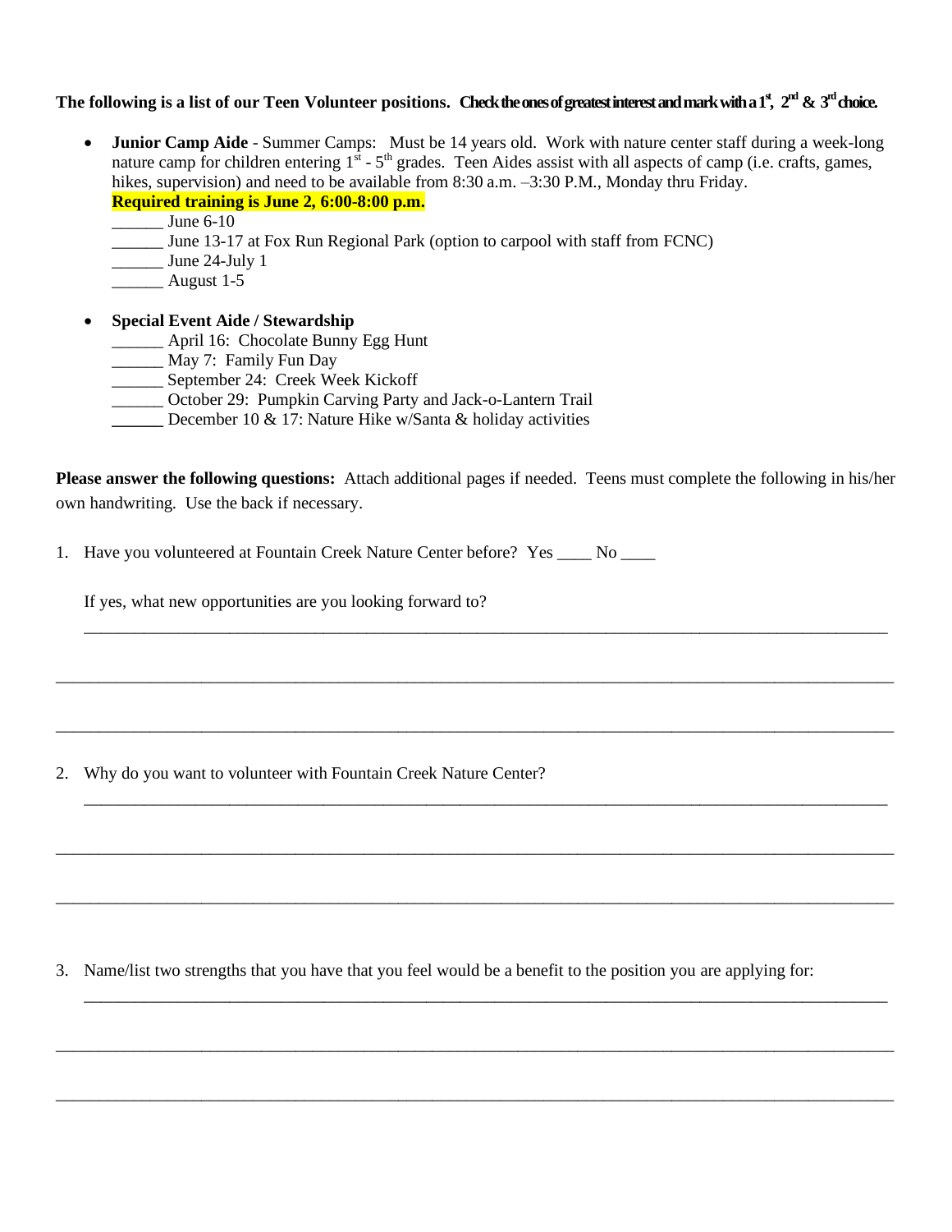**The following is a list of our Teen Volunteer positions. Check the ones of greatest interest and mark with a 1st, 2nd & 3rd choice.**

- **Junior Camp Aide** - Summer Camps: Must be 14 years old. Work with nature center staff during a week-long nature camp for children entering 1st - 5th grades. Teen Aides assist with all aspects of camp (i.e. crafts, games, hikes, supervision) and need to be available from 8:30 a.m. –3:30 P.M., Monday thru Friday.
  **Required training is June 2, 6:00-8:00 p.m.**
  ______ June 6-10
  ______ June 13-17 at Fox Run Regional Park (option to carpool with staff from FCNC)
  ______ June 24-July 1
  ______ August 1-5

- **Special Event Aide / Stewardship**
  ______ April 16: Chocolate Bunny Egg Hunt
  ______ May 7: Family Fun Day
  ______ September 24: Creek Week Kickoff
  ______ October 29: Pumpkin Carving Party and Jack-o-Lantern Trail
  ______ December 10 & 17: Nature Hike w/Santa & holiday activities

**Please answer the following questions:** Attach additional pages if needed. Teens must complete the following in his/her own handwriting. Use the back if necessary.

1. Have you volunteered at Fountain Creek Nature Center before? Yes ____ No ____

   If yes, what new opportunities are you looking forward to?

   ______________________________________________________________________________

______________________________________________________________________________

______________________________________________________________________________

2. Why do you want to volunteer with Fountain Creek Nature Center?

   ______________________________________________________________________________

______________________________________________________________________________

______________________________________________________________________________

3. Name/list two strengths that you have that you feel would be a benefit to the position you are applying for:

   ______________________________________________________________________________

______________________________________________________________________________

______________________________________________________________________________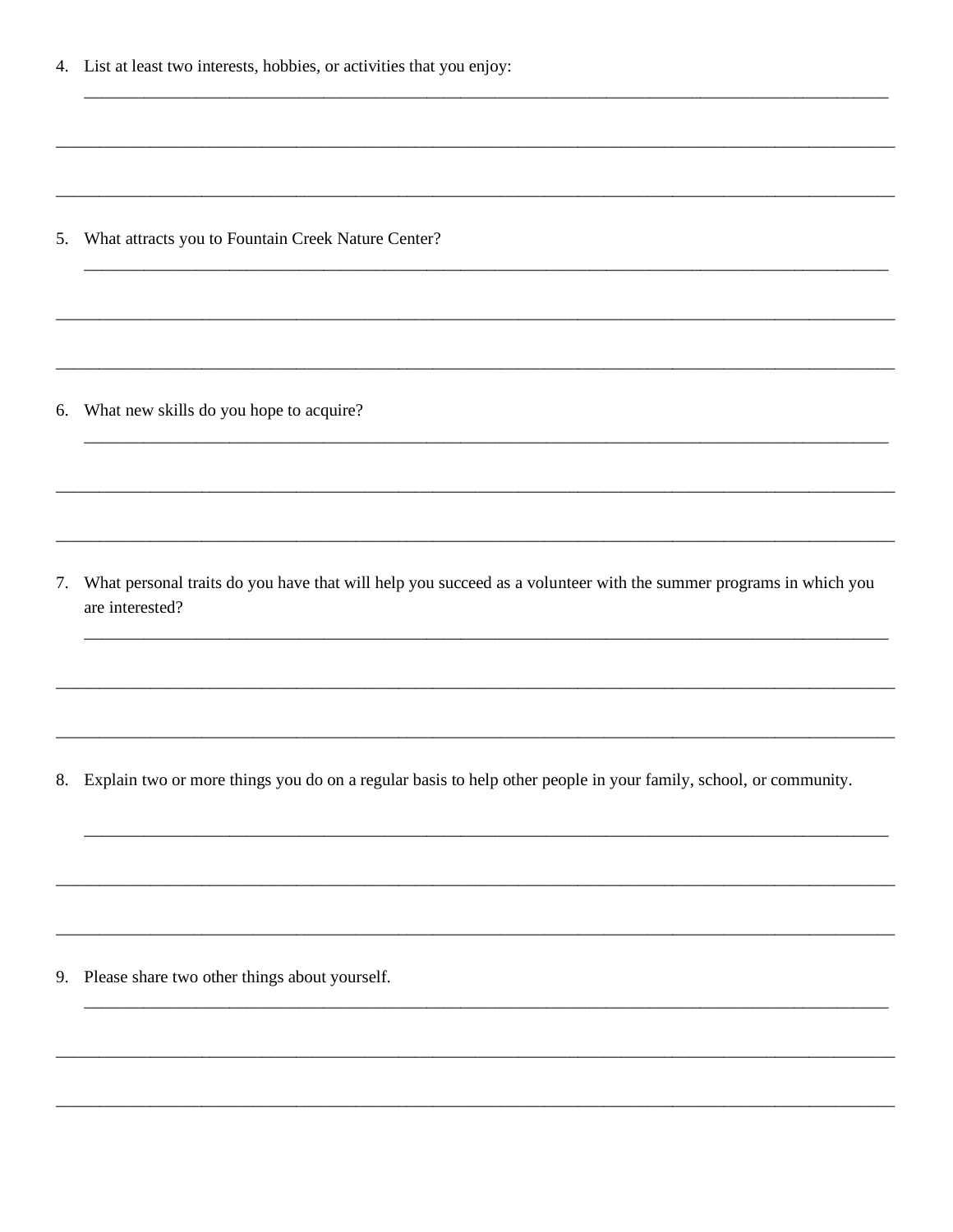4. List at least two interests, hobbies, or activities that you enjoy:

_______________________________________________________________________________________

_______________________________________________________________________________________

_______________________________________________________________________________________

5. What attracts you to Fountain Creek Nature Center?

_______________________________________________________________________________________

_______________________________________________________________________________________

_______________________________________________________________________________________

6. What new skills do you hope to acquire?

_______________________________________________________________________________________

_______________________________________________________________________________________

_______________________________________________________________________________________

7. What personal traits do you have that will help you succeed as a volunteer with the summer programs in which you are interested?

_______________________________________________________________________________________

_______________________________________________________________________________________

_______________________________________________________________________________________

8. Explain two or more things you do on a regular basis to help other people in your family, school, or community.

_______________________________________________________________________________________

_______________________________________________________________________________________

_______________________________________________________________________________________

9. Please share two other things about yourself.

_______________________________________________________________________________________

_______________________________________________________________________________________

_______________________________________________________________________________________